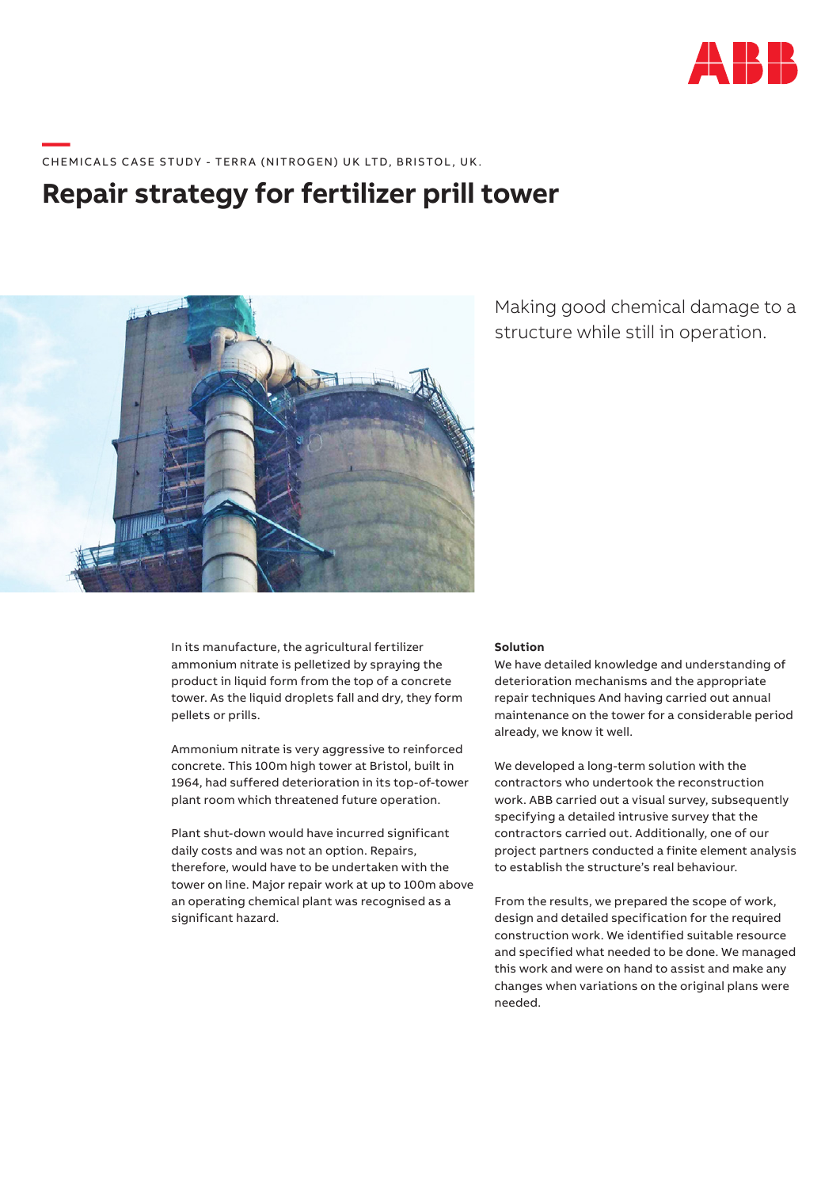CHEMICALS CASE STUDY - TERRA (NITROGEN) UK LTD, BRISTOL, UK.

# Repair strategy for fertilizer prill tower

Making good chemical damage to a structure while still in operation.

In its manufacture, the agricultural fertilizer ammonium nitrate is pelletized by spraying the product in liquid form from the top of a concrete tower. As the liquid droplets fall and dry, they form pellets or prills.

Ammonium nitrate is very aggressive to reinforced concrete. This 100m high tower at Bristol, built in 1964, had suffered deterioration in its top-of-tower plant room which threatened future operation.

Plant shut-down would have incurred significant daily costs and was not an option. Repairs, therefore, would have to be undertaken with the tower on line. Major repair work at up to 100m above an operating chemical plant was recognised as a significant hazard.

**Solution**

We have detailed knowledge and understanding of deterioration mechanisms and the appropriate repair techniques And having carried out annual maintenance on the tower for a considerable period already, we know it well.

We developed a long-term solution with the contractors who undertook the reconstruction work. ABB carried out a visual survey, subsequently specifying a detailed intrusive survey that the contractors carried out. Additionally, one of our project partners conducted a finite element analysis to establish the structure's real behaviour.

From the results, we prepared the scope of work, design and detailed specification for the required construction work. We identified suitable resource and specified what needed to be done. We managed this work and were on hand to assist and make any changes when variations on the original plans were needed.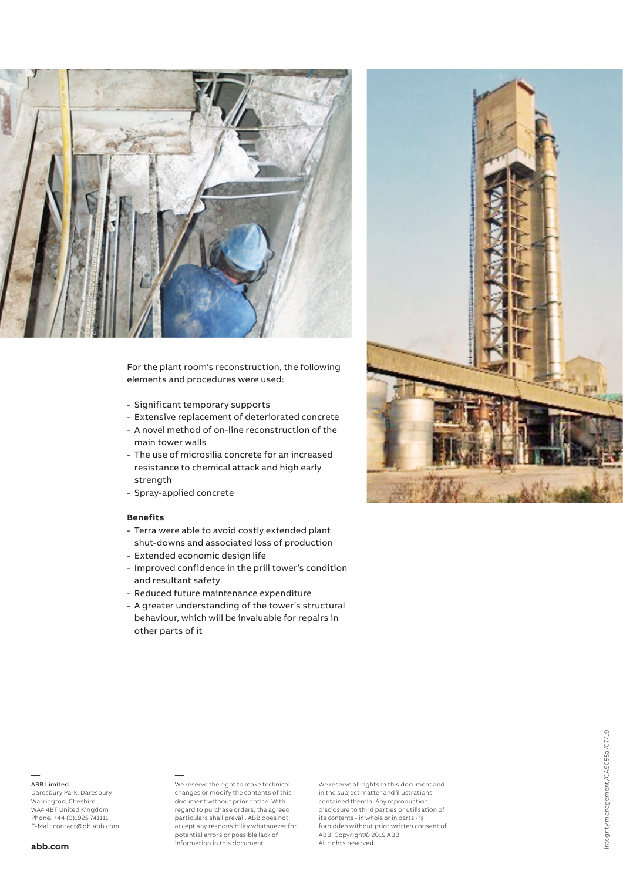For the plant room's reconstruction, the following elements and procedures were used:

- Significant temporary supports
- Extensive replacement of deteriorated concrete
- A novel method of on-line reconstruction of the main tower walls
- The use of microsilia concrete for an increased resistance to chemical attack and high early strength
- Spray-applied concrete

**Benefits**

- Terra were able to avoid costly extended plant shut-downs and associated loss of production
- Extended economic design life
- Improved confidence in the prill tower's condition and resultant safety
- Reduced future maintenance expenditure
- A greater understanding of the tower's structural behaviour, which will be invaluable for repairs in other parts of it

ABB Limited
Daresbury Park, Daresbury
Warrington, Cheshire
WA4 4BT United Kingdom
Phone: +44 (0)1925 741111
E-Mail: contact@gb.abb.com

**abb.com**

We reserve the right to make technical changes or modify the contents of this document without prior notice. With regard to purchase orders, the agreed particulars shall prevail. ABB does not accept any responsibility whatsoever for potential errors or possible lack of information in this document.

We reserve all rights in this document and in the subject matter and illustrations contained therein. Any reproduction, disclosure to third parties or utilisation of its contents - in whole or in parts - is forbidden without prior written consent of ABB. Copyright© 2019 ABB
All rights reserved

Integrity management/CAS055a/07/19